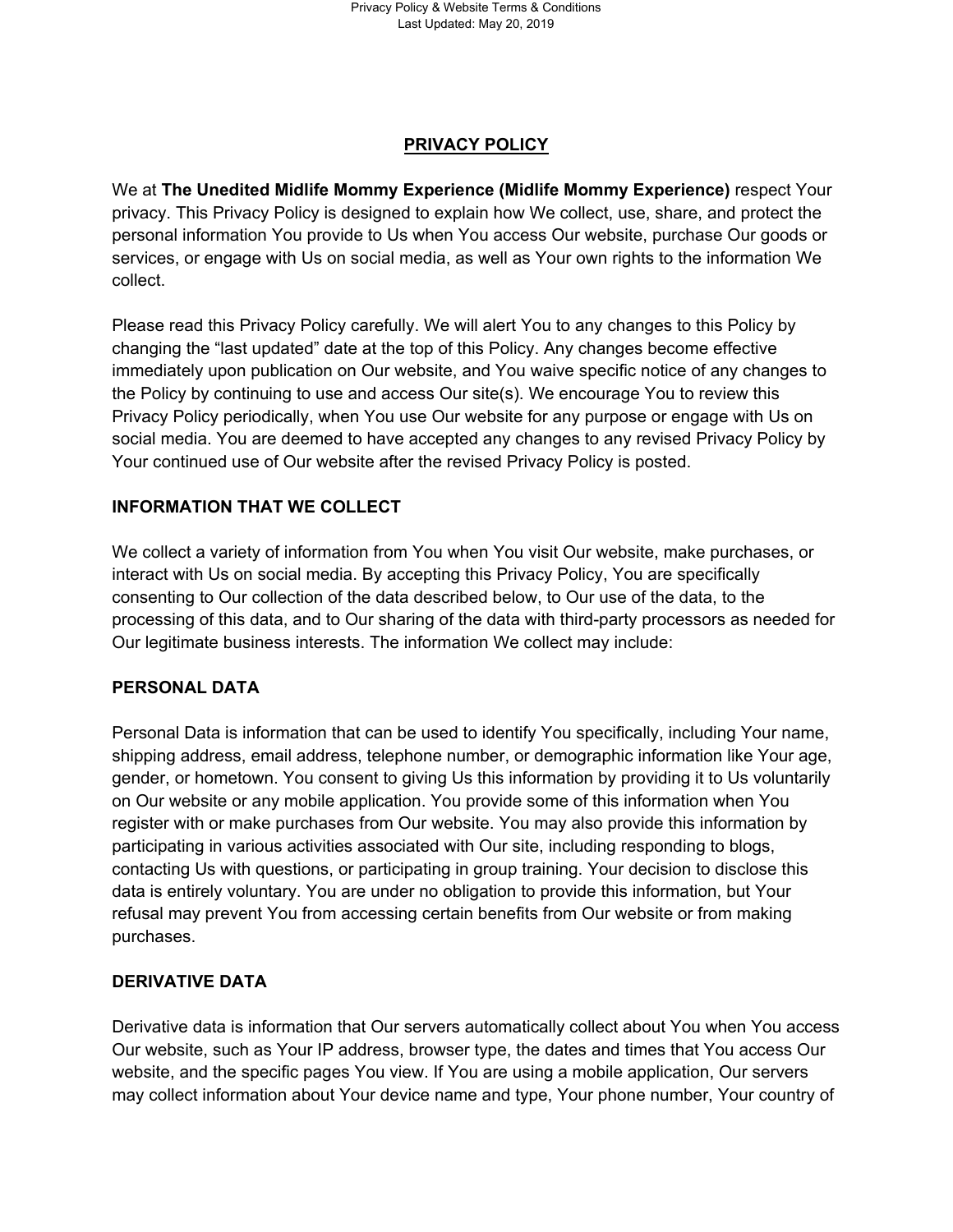# PRIVACY POLICY

We at **The Unedited Midlife Mommy Experience (Midlife Mommy Experience)** respect Your privacy. This Privacy Policy is designed to explain how We collect, use, share, and protect the personal information You provide to Us when You access Our website, purchase Our goods or services, or engage with Us on social media, as well as Your own rights to the information We collect.

Please read this Privacy Policy carefully. We will alert You to any changes to this Policy by changing the "last updated" date at the top of this Policy. Any changes become effective immediately upon publication on Our website, and You waive specific notice of any changes to the Policy by continuing to use and access Our site(s). We encourage You to review this Privacy Policy periodically, when You use Our website for any purpose or engage with Us on social media. You are deemed to have accepted any changes to any revised Privacy Policy by Your continued use of Our website after the revised Privacy Policy is posted.

## INFORMATION THAT WE COLLECT

We collect a variety of information from You when You visit Our website, make purchases, or interact with Us on social media. By accepting this Privacy Policy, You are specifically consenting to Our collection of the data described below, to Our use of the data, to the processing of this data, and to Our sharing of the data with third-party processors as needed for Our legitimate business interests. The information We collect may include:

## PERSONAL DATA

Personal Data is information that can be used to identify You specifically, including Your name, shipping address, email address, telephone number, or demographic information like Your age, gender, or hometown. You consent to giving Us this information by providing it to Us voluntarily on Our website or any mobile application. You provide some of this information when You register with or make purchases from Our website. You may also provide this information by participating in various activities associated with Our site, including responding to blogs, contacting Us with questions, or participating in group training. Your decision to disclose this data is entirely voluntary. You are under no obligation to provide this information, but Your refusal may prevent You from accessing certain benefits from Our website or from making purchases.

## DERIVATIVE DATA

Derivative data is information that Our servers automatically collect about You when You access Our website, such as Your IP address, browser type, the dates and times that You access Our website, and the specific pages You view. If You are using a mobile application, Our servers may collect information about Your device name and type, Your phone number, Your country of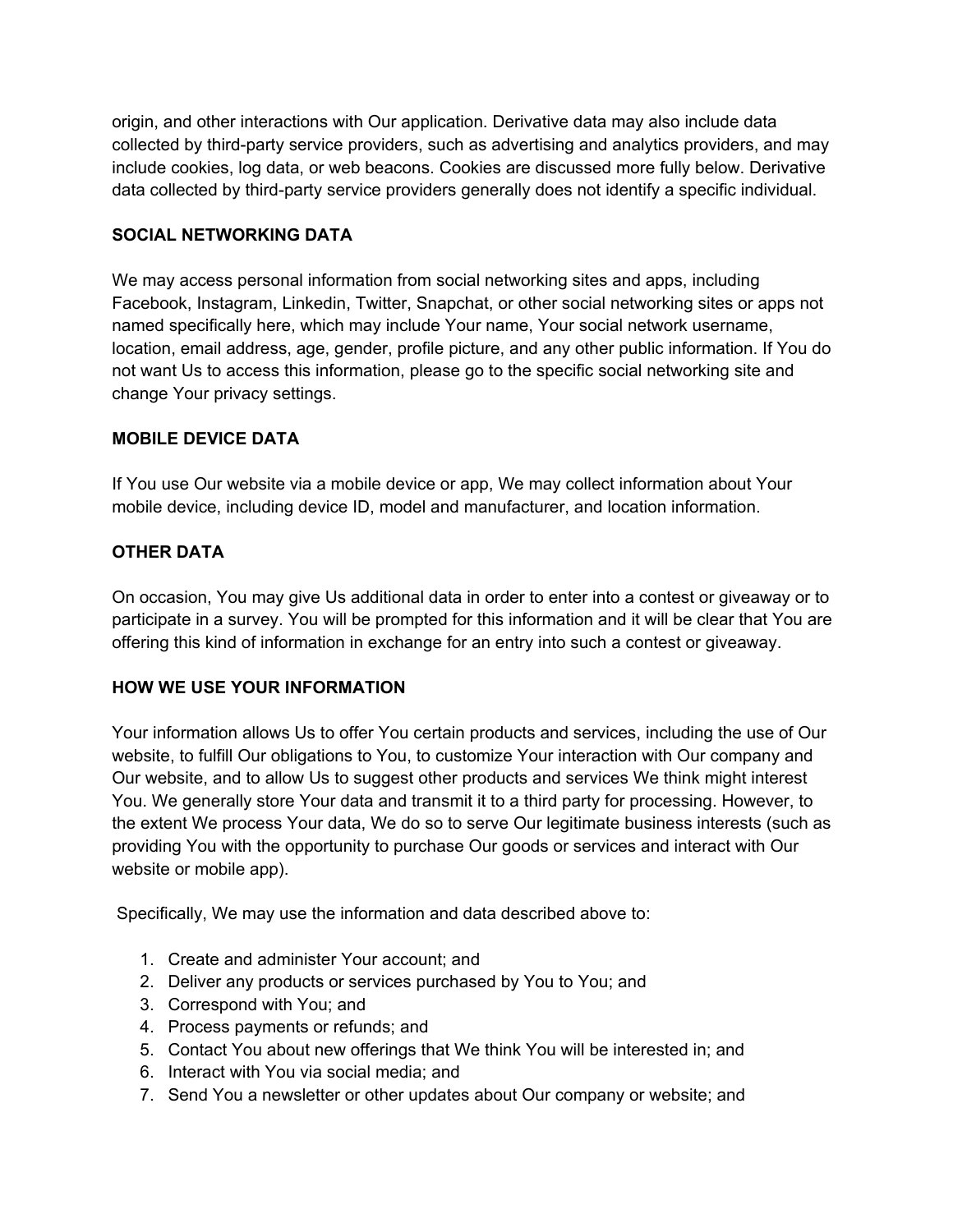origin, and other interactions with Our application. Derivative data may also include data collected by third-party service providers, such as advertising and analytics providers, and may include cookies, log data, or web beacons. Cookies are discussed more fully below. Derivative data collected by third-party service providers generally does not identify a specific individual.

**SOCIAL NETWORKING DATA**

We may access personal information from social networking sites and apps, including Facebook, Instagram, Linkedin, Twitter, Snapchat, or other social networking sites or apps not named specifically here, which may include Your name, Your social network username, location, email address, age, gender, profile picture, and any other public information. If You do not want Us to access this information, please go to the specific social networking site and change Your privacy settings.

**MOBILE DEVICE DATA**

If You use Our website via a mobile device or app, We may collect information about Your mobile device, including device ID, model and manufacturer, and location information.

**OTHER DATA**

On occasion, You may give Us additional data in order to enter into a contest or giveaway or to participate in a survey. You will be prompted for this information and it will be clear that You are offering this kind of information in exchange for an entry into such a contest or giveaway.

**HOW WE USE YOUR INFORMATION**

Your information allows Us to offer You certain products and services, including the use of Our website, to fulfill Our obligations to You, to customize Your interaction with Our company and Our website, and to allow Us to suggest other products and services We think might interest You. We generally store Your data and transmit it to a third party for processing. However, to the extent We process Your data, We do so to serve Our legitimate business interests (such as providing You with the opportunity to purchase Our goods or services and interact with Our website or mobile app).

Specifically, We may use the information and data described above to:

1. Create and administer Your account; and
2. Deliver any products or services purchased by You to You; and
3. Correspond with You; and
4. Process payments or refunds; and
5. Contact You about new offerings that We think You will be interested in; and
6. Interact with You via social media; and
7. Send You a newsletter or other updates about Our company or website; and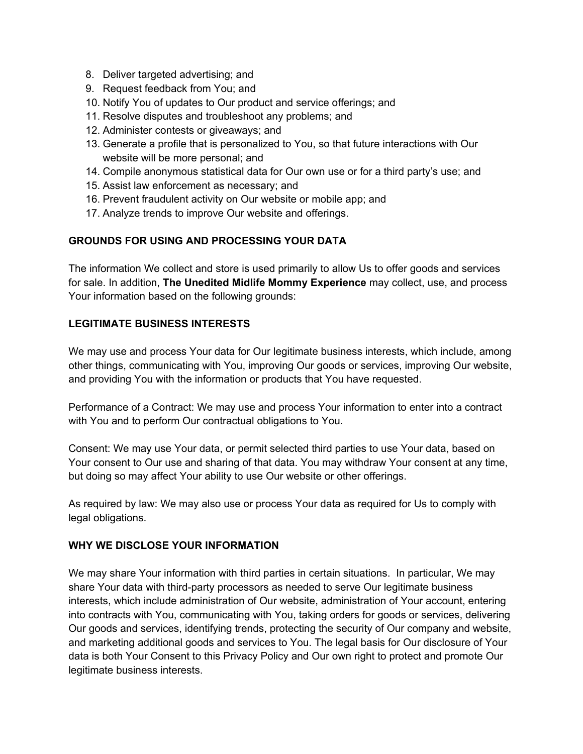8. Deliver targeted advertising; and
9. Request feedback from You; and
10. Notify You of updates to Our product and service offerings; and
11. Resolve disputes and troubleshoot any problems; and
12. Administer contests or giveaways; and
13. Generate a profile that is personalized to You, so that future interactions with Our website will be more personal; and
14. Compile anonymous statistical data for Our own use or for a third party's use; and
15. Assist law enforcement as necessary; and
16. Prevent fraudulent activity on Our website or mobile app; and
17. Analyze trends to improve Our website and offerings.

## GROUNDS FOR USING AND PROCESSING YOUR DATA

The information We collect and store is used primarily to allow Us to offer goods and services for sale. In addition, **The Unedited Midlife Mommy Experience** may collect, use, and process Your information based on the following grounds:

## LEGITIMATE BUSINESS INTERESTS

We may use and process Your data for Our legitimate business interests, which include, among other things, communicating with You, improving Our goods or services, improving Our website, and providing You with the information or products that You have requested.

Performance of a Contract: We may use and process Your information to enter into a contract with You and to perform Our contractual obligations to You.

Consent: We may use Your data, or permit selected third parties to use Your data, based on Your consent to Our use and sharing of that data. You may withdraw Your consent at any time, but doing so may affect Your ability to use Our website or other offerings.

As required by law: We may also use or process Your data as required for Us to comply with legal obligations.

## WHY WE DISCLOSE YOUR INFORMATION

We may share Your information with third parties in certain situations. In particular, We may share Your data with third-party processors as needed to serve Our legitimate business interests, which include administration of Our website, administration of Your account, entering into contracts with You, communicating with You, taking orders for goods or services, delivering Our goods and services, identifying trends, protecting the security of Our company and website, and marketing additional goods and services to You. The legal basis for Our disclosure of Your data is both Your Consent to this Privacy Policy and Our own right to protect and promote Our legitimate business interests.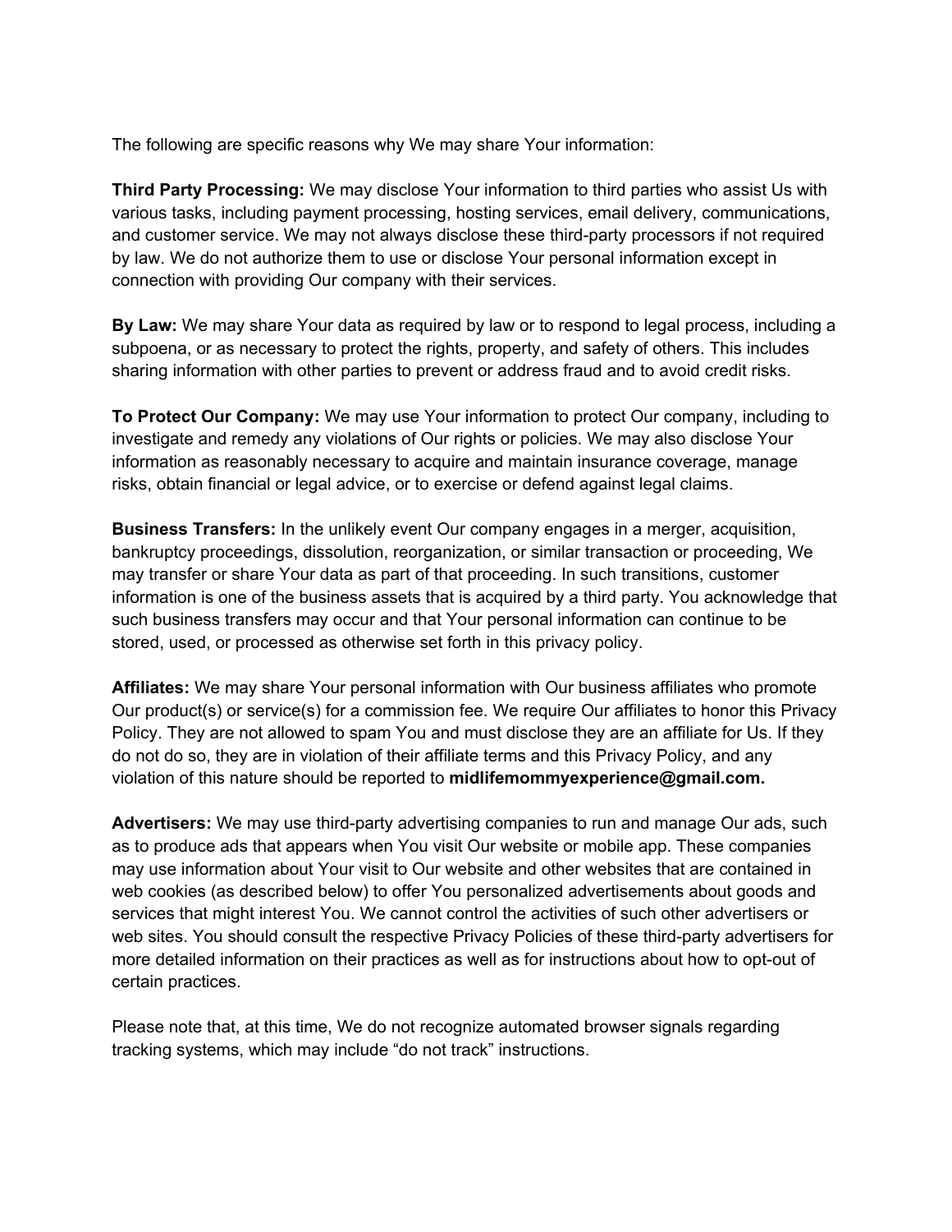The following are specific reasons why We may share Your information:

**Third Party Processing:** We may disclose Your information to third parties who assist Us with various tasks, including payment processing, hosting services, email delivery, communications, and customer service. We may not always disclose these third-party processors if not required by law. We do not authorize them to use or disclose Your personal information except in connection with providing Our company with their services.

**By Law:** We may share Your data as required by law or to respond to legal process, including a subpoena, or as necessary to protect the rights, property, and safety of others. This includes sharing information with other parties to prevent or address fraud and to avoid credit risks.

**To Protect Our Company:** We may use Your information to protect Our company, including to investigate and remedy any violations of Our rights or policies. We may also disclose Your information as reasonably necessary to acquire and maintain insurance coverage, manage risks, obtain financial or legal advice, or to exercise or defend against legal claims.

**Business Transfers:** In the unlikely event Our company engages in a merger, acquisition, bankruptcy proceedings, dissolution, reorganization, or similar transaction or proceeding, We may transfer or share Your data as part of that proceeding. In such transitions, customer information is one of the business assets that is acquired by a third party. You acknowledge that such business transfers may occur and that Your personal information can continue to be stored, used, or processed as otherwise set forth in this privacy policy.

**Affiliates:** We may share Your personal information with Our business affiliates who promote Our product(s) or service(s) for a commission fee. We require Our affiliates to honor this Privacy Policy. They are not allowed to spam You and must disclose they are an affiliate for Us. If they do not do so, they are in violation of their affiliate terms and this Privacy Policy, and any violation of this nature should be reported to **midlifemommyexperience@gmail.com.**

**Advertisers:** We may use third-party advertising companies to run and manage Our ads, such as to produce ads that appears when You visit Our website or mobile app. These companies may use information about Your visit to Our website and other websites that are contained in web cookies (as described below) to offer You personalized advertisements about goods and services that might interest You. We cannot control the activities of such other advertisers or web sites. You should consult the respective Privacy Policies of these third-party advertisers for more detailed information on their practices as well as for instructions about how to opt-out of certain practices.

Please note that, at this time, We do not recognize automated browser signals regarding tracking systems, which may include “do not track” instructions.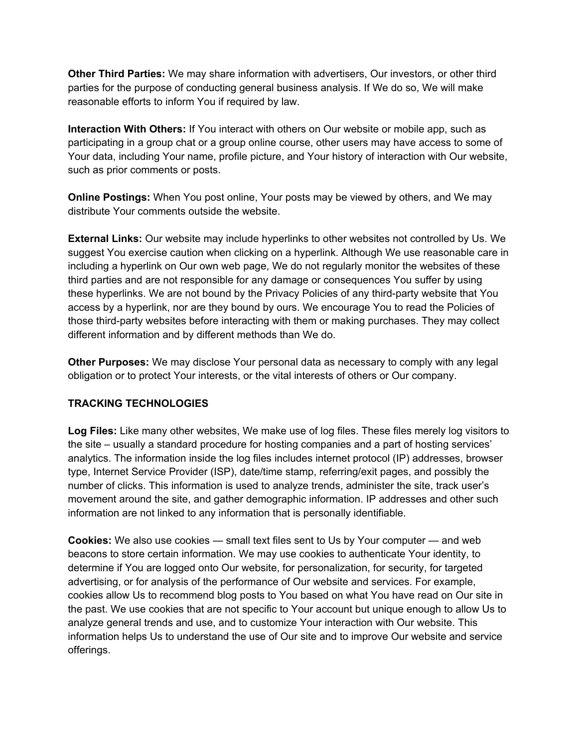**Other Third Parties:** We may share information with advertisers, Our investors, or other third parties for the purpose of conducting general business analysis. If We do so, We will make reasonable efforts to inform You if required by law.

**Interaction With Others:** If You interact with others on Our website or mobile app, such as participating in a group chat or a group online course, other users may have access to some of Your data, including Your name, profile picture, and Your history of interaction with Our website, such as prior comments or posts.

**Online Postings:** When You post online, Your posts may be viewed by others, and We may distribute Your comments outside the website.

**External Links:** Our website may include hyperlinks to other websites not controlled by Us. We suggest You exercise caution when clicking on a hyperlink. Although We use reasonable care in including a hyperlink on Our own web page, We do not regularly monitor the websites of these third parties and are not responsible for any damage or consequences You suffer by using these hyperlinks. We are not bound by the Privacy Policies of any third-party website that You access by a hyperlink, nor are they bound by ours. We encourage You to read the Policies of those third-party websites before interacting with them or making purchases. They may collect different information and by different methods than We do.

**Other Purposes:** We may disclose Your personal data as necessary to comply with any legal obligation or to protect Your interests, or the vital interests of others or Our company.

**TRACKING TECHNOLOGIES**

**Log Files:** Like many other websites, We make use of log files. These files merely log visitors to the site – usually a standard procedure for hosting companies and a part of hosting services' analytics. The information inside the log files includes internet protocol (IP) addresses, browser type, Internet Service Provider (ISP), date/time stamp, referring/exit pages, and possibly the number of clicks. This information is used to analyze trends, administer the site, track user's movement around the site, and gather demographic information. IP addresses and other such information are not linked to any information that is personally identifiable.

**Cookies:** We also use cookies — small text files sent to Us by Your computer — and web beacons to store certain information. We may use cookies to authenticate Your identity, to determine if You are logged onto Our website, for personalization, for security, for targeted advertising, or for analysis of the performance of Our website and services. For example, cookies allow Us to recommend blog posts to You based on what You have read on Our site in the past. We use cookies that are not specific to Your account but unique enough to allow Us to analyze general trends and use, and to customize Your interaction with Our website. This information helps Us to understand the use of Our site and to improve Our website and service offerings.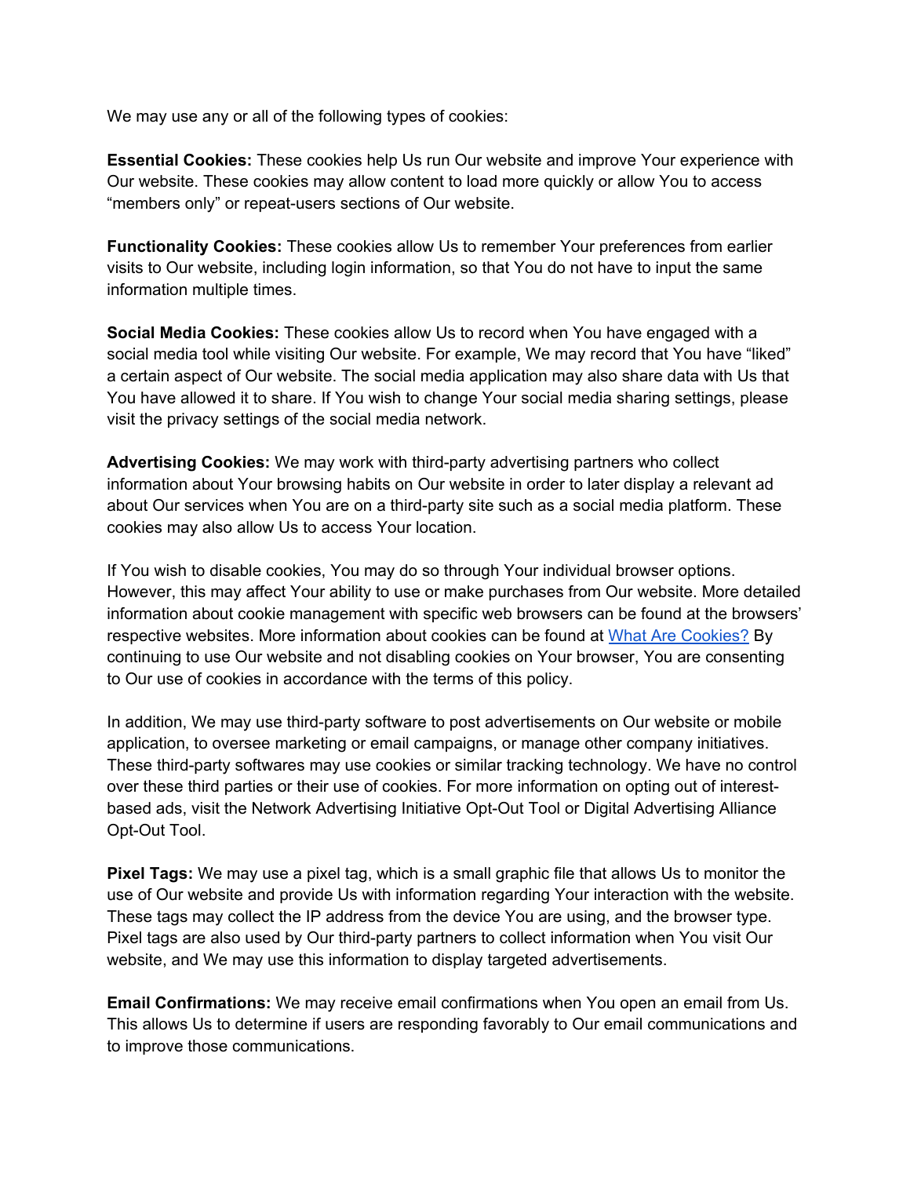We may use any or all of the following types of cookies:

**Essential Cookies:** These cookies help Us run Our website and improve Your experience with Our website. These cookies may allow content to load more quickly or allow You to access “members only” or repeat-users sections of Our website.

**Functionality Cookies:** These cookies allow Us to remember Your preferences from earlier visits to Our website, including login information, so that You do not have to input the same information multiple times.

**Social Media Cookies:** These cookies allow Us to record when You have engaged with a social media tool while visiting Our website. For example, We may record that You have “liked” a certain aspect of Our website. The social media application may also share data with Us that You have allowed it to share. If You wish to change Your social media sharing settings, please visit the privacy settings of the social media network.

**Advertising Cookies:** We may work with third-party advertising partners who collect information about Your browsing habits on Our website in order to later display a relevant ad about Our services when You are on a third-party site such as a social media platform. These cookies may also allow Us to access Your location.

If You wish to disable cookies, You may do so through Your individual browser options. However, this may affect Your ability to use or make purchases from Our website. More detailed information about cookie management with specific web browsers can be found at the browsers’ respective websites. More information about cookies can be found at [What Are Cookies?]() By continuing to use Our website and not disabling cookies on Your browser, You are consenting to Our use of cookies in accordance with the terms of this policy.

In addition, We may use third-party software to post advertisements on Our website or mobile application, to oversee marketing or email campaigns, or manage other company initiatives. These third-party softwares may use cookies or similar tracking technology. We have no control over these third parties or their use of cookies. For more information on opting out of interest-based ads, visit the Network Advertising Initiative Opt-Out Tool or Digital Advertising Alliance Opt-Out Tool.

**Pixel Tags:** We may use a pixel tag, which is a small graphic file that allows Us to monitor the use of Our website and provide Us with information regarding Your interaction with the website. These tags may collect the IP address from the device You are using, and the browser type. Pixel tags are also used by Our third-party partners to collect information when You visit Our website, and We may use this information to display targeted advertisements.

**Email Confirmations:** We may receive email confirmations when You open an email from Us. This allows Us to determine if users are responding favorably to Our email communications and to improve those communications.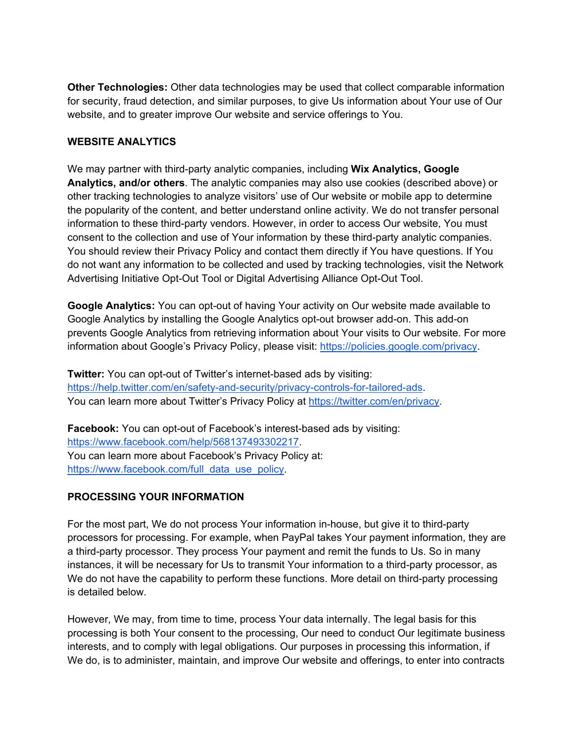**Other Technologies:** Other data technologies may be used that collect comparable information for security, fraud detection, and similar purposes, to give Us information about Your use of Our website, and to greater improve Our website and service offerings to You.

## WEBSITE ANALYTICS

We may partner with third-party analytic companies, including **Wix Analytics, Google Analytics, and/or others**. The analytic companies may also use cookies (described above) or other tracking technologies to analyze visitors' use of Our website or mobile app to determine the popularity of the content, and better understand online activity. We do not transfer personal information to these third-party vendors. However, in order to access Our website, You must consent to the collection and use of Your information by these third-party analytic companies. You should review their Privacy Policy and contact them directly if You have questions. If You do not want any information to be collected and used by tracking technologies, visit the Network Advertising Initiative Opt-Out Tool or Digital Advertising Alliance Opt-Out Tool.

**Google Analytics:** You can opt-out of having Your activity on Our website made available to Google Analytics by installing the Google Analytics opt-out browser add-on. This add-on prevents Google Analytics from retrieving information about Your visits to Our website. For more information about Google's Privacy Policy, please visit: [https://policies.google.com/privacy](https://policies.google.com/privacy).

**Twitter:** You can opt-out of Twitter's internet-based ads by visiting: [https://help.twitter.com/en/safety-and-security/privacy-controls-for-tailored-ads](https://help.twitter.com/en/safety-and-security/privacy-controls-for-tailored-ads).
You can learn more about Twitter's Privacy Policy at [https://twitter.com/en/privacy](https://twitter.com/en/privacy).

**Facebook:** You can opt-out of Facebook's interest-based ads by visiting: [https://www.facebook.com/help/568137493302217](https://www.facebook.com/help/568137493302217).
You can learn more about Facebook's Privacy Policy at:
[https://www.facebook.com/full_data_use_policy](https://www.facebook.com/full_data_use_policy).

## PROCESSING YOUR INFORMATION

For the most part, We do not process Your information in-house, but give it to third-party processors for processing. For example, when PayPal takes Your payment information, they are a third-party processor. They process Your payment and remit the funds to Us. So in many instances, it will be necessary for Us to transmit Your information to a third-party processor, as We do not have the capability to perform these functions. More detail on third-party processing is detailed below.

However, We may, from time to time, process Your data internally. The legal basis for this processing is both Your consent to the processing, Our need to conduct Our legitimate business interests, and to comply with legal obligations. Our purposes in processing this information, if We do, is to administer, maintain, and improve Our website and offerings, to enter into contracts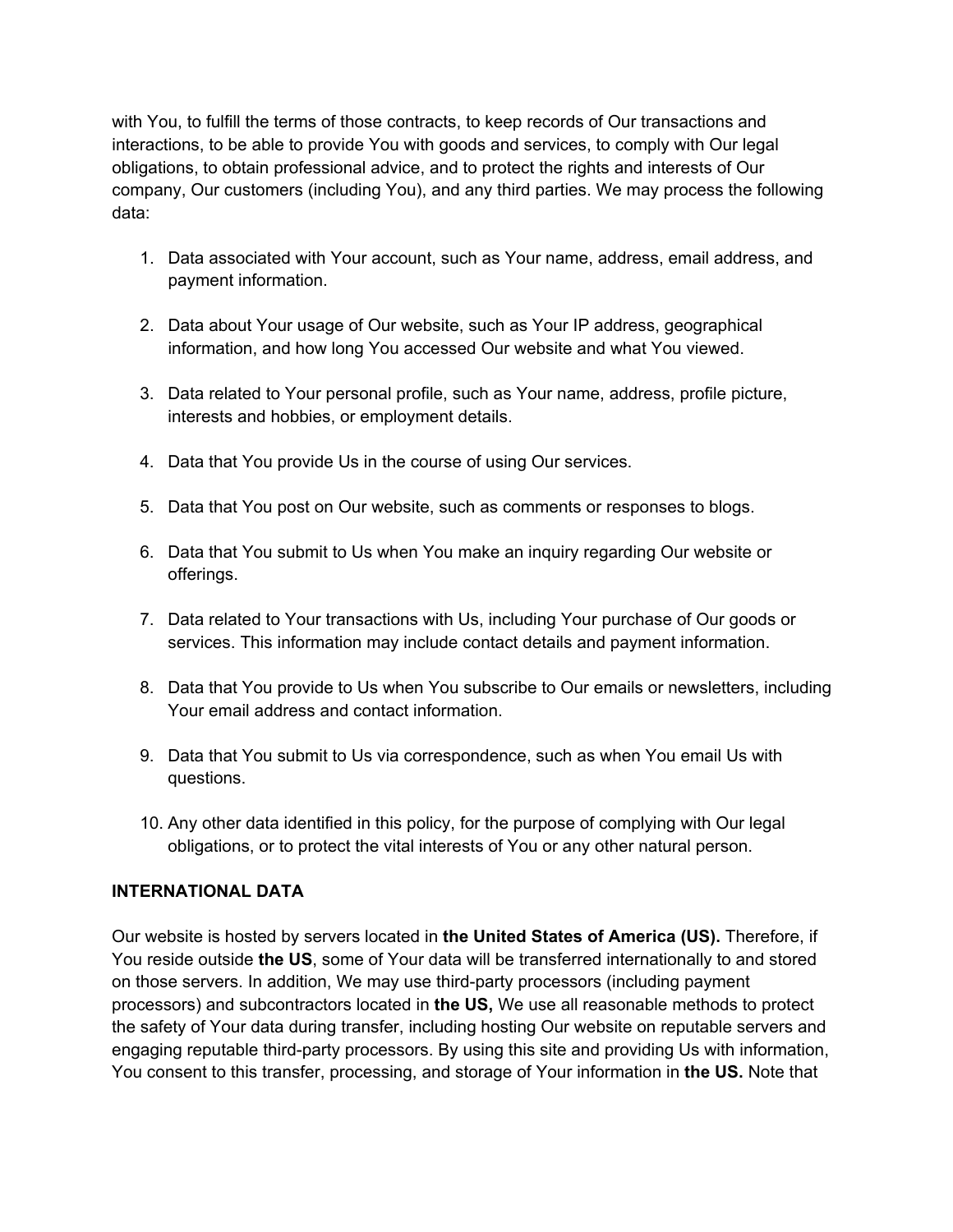with You, to fulfill the terms of those contracts, to keep records of Our transactions and interactions, to be able to provide You with goods and services, to comply with Our legal obligations, to obtain professional advice, and to protect the rights and interests of Our company, Our customers (including You), and any third parties. We may process the following data:

1. Data associated with Your account, such as Your name, address, email address, and payment information.

2. Data about Your usage of Our website, such as Your IP address, geographical information, and how long You accessed Our website and what You viewed.

3. Data related to Your personal profile, such as Your name, address, profile picture, interests and hobbies, or employment details.

4. Data that You provide Us in the course of using Our services.

5. Data that You post on Our website, such as comments or responses to blogs.

6. Data that You submit to Us when You make an inquiry regarding Our website or offerings.

7. Data related to Your transactions with Us, including Your purchase of Our goods or services. This information may include contact details and payment information.

8. Data that You provide to Us when You subscribe to Our emails or newsletters, including Your email address and contact information.

9. Data that You submit to Us via correspondence, such as when You email Us with questions.

10. Any other data identified in this policy, for the purpose of complying with Our legal obligations, or to protect the vital interests of You or any other natural person.

## INTERNATIONAL DATA

Our website is hosted by servers located in **the United States of America (US).** Therefore, if You reside outside **the US**, some of Your data will be transferred internationally to and stored on those servers. In addition, We may use third-party processors (including payment processors) and subcontractors located in **the US,** We use all reasonable methods to protect the safety of Your data during transfer, including hosting Our website on reputable servers and engaging reputable third-party processors. By using this site and providing Us with information, You consent to this transfer, processing, and storage of Your information in **the US.** Note that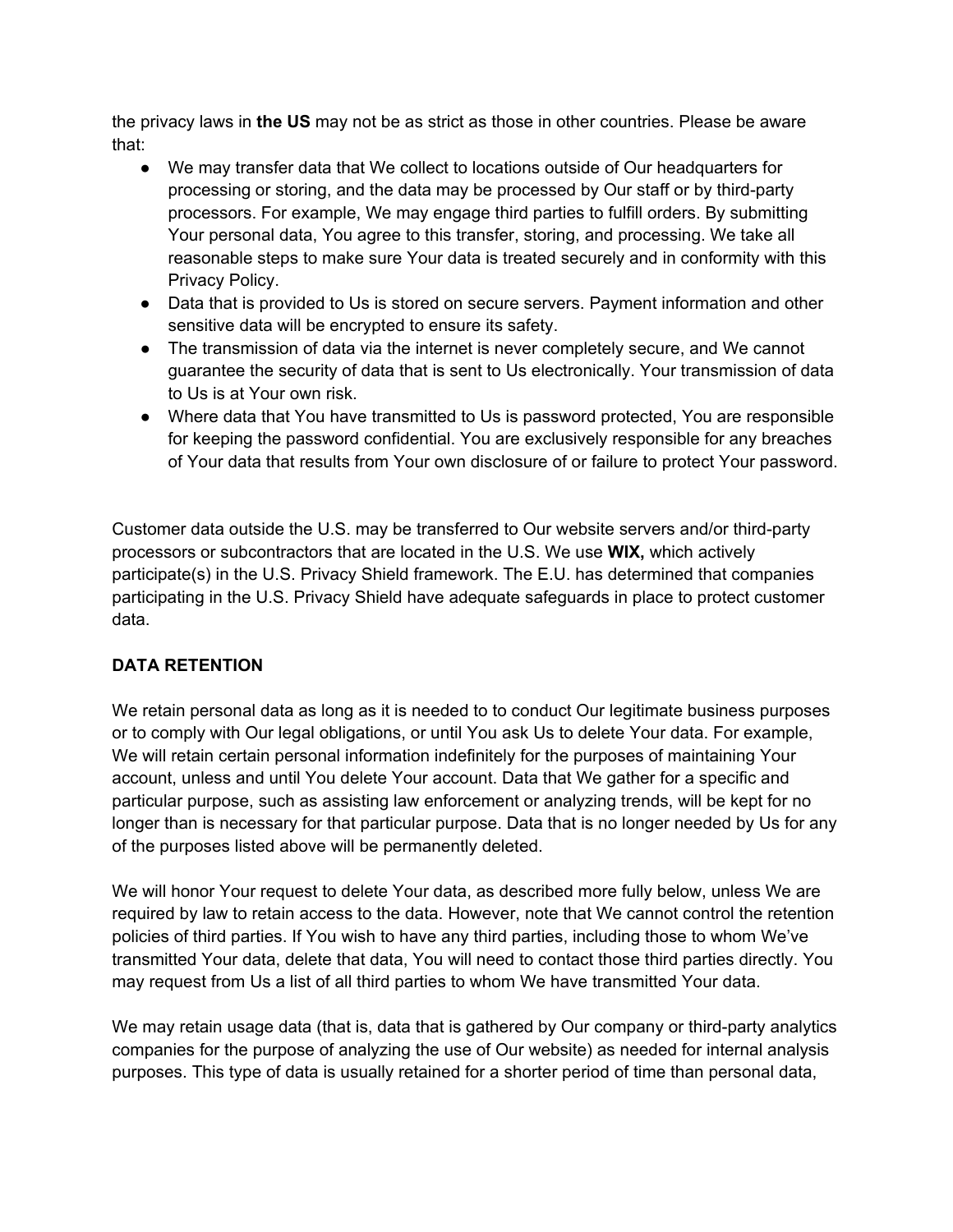the privacy laws in **the US** may not be as strict as those in other countries. Please be aware that:

- We may transfer data that We collect to locations outside of Our headquarters for processing or storing, and the data may be processed by Our staff or by third-party processors. For example, We may engage third parties to fulfill orders. By submitting Your personal data, You agree to this transfer, storing, and processing. We take all reasonable steps to make sure Your data is treated securely and in conformity with this Privacy Policy.
- Data that is provided to Us is stored on secure servers. Payment information and other sensitive data will be encrypted to ensure its safety.
- The transmission of data via the internet is never completely secure, and We cannot guarantee the security of data that is sent to Us electronically. Your transmission of data to Us is at Your own risk.
- Where data that You have transmitted to Us is password protected, You are responsible for keeping the password confidential. You are exclusively responsible for any breaches of Your data that results from Your own disclosure of or failure to protect Your password.

Customer data outside the U.S. may be transferred to Our website servers and/or third-party processors or subcontractors that are located in the U.S. We use **WIX,** which actively participate(s) in the U.S. Privacy Shield framework. The E.U. has determined that companies participating in the U.S. Privacy Shield have adequate safeguards in place to protect customer data.

**DATA RETENTION**

We retain personal data as long as it is needed to to conduct Our legitimate business purposes or to comply with Our legal obligations, or until You ask Us to delete Your data. For example, We will retain certain personal information indefinitely for the purposes of maintaining Your account, unless and until You delete Your account. Data that We gather for a specific and particular purpose, such as assisting law enforcement or analyzing trends, will be kept for no longer than is necessary for that particular purpose. Data that is no longer needed by Us for any of the purposes listed above will be permanently deleted.

We will honor Your request to delete Your data, as described more fully below, unless We are required by law to retain access to the data. However, note that We cannot control the retention policies of third parties. If You wish to have any third parties, including those to whom We've transmitted Your data, delete that data, You will need to contact those third parties directly. You may request from Us a list of all third parties to whom We have transmitted Your data.

We may retain usage data (that is, data that is gathered by Our company or third-party analytics companies for the purpose of analyzing the use of Our website) as needed for internal analysis purposes. This type of data is usually retained for a shorter period of time than personal data,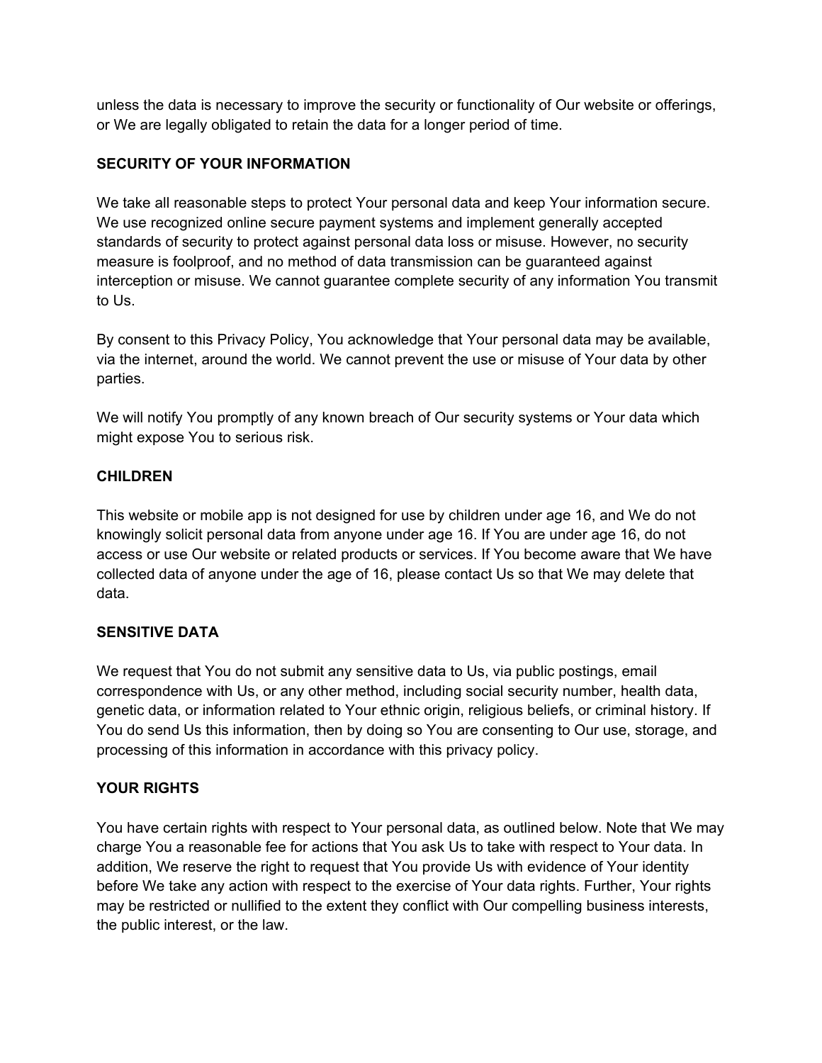unless the data is necessary to improve the security or functionality of Our website or offerings, or We are legally obligated to retain the data for a longer period of time.

**SECURITY OF YOUR INFORMATION**

We take all reasonable steps to protect Your personal data and keep Your information secure. We use recognized online secure payment systems and implement generally accepted standards of security to protect against personal data loss or misuse. However, no security measure is foolproof, and no method of data transmission can be guaranteed against interception or misuse. We cannot guarantee complete security of any information You transmit to Us.

By consent to this Privacy Policy, You acknowledge that Your personal data may be available, via the internet, around the world. We cannot prevent the use or misuse of Your data by other parties.

We will notify You promptly of any known breach of Our security systems or Your data which might expose You to serious risk.

**CHILDREN**

This website or mobile app is not designed for use by children under age 16, and We do not knowingly solicit personal data from anyone under age 16. If You are under age 16, do not access or use Our website or related products or services. If You become aware that We have collected data of anyone under the age of 16, please contact Us so that We may delete that data.

**SENSITIVE DATA**

We request that You do not submit any sensitive data to Us, via public postings, email correspondence with Us, or any other method, including social security number, health data, genetic data, or information related to Your ethnic origin, religious beliefs, or criminal history. If You do send Us this information, then by doing so You are consenting to Our use, storage, and processing of this information in accordance with this privacy policy.

**YOUR RIGHTS**

You have certain rights with respect to Your personal data, as outlined below. Note that We may charge You a reasonable fee for actions that You ask Us to take with respect to Your data. In addition, We reserve the right to request that You provide Us with evidence of Your identity before We take any action with respect to the exercise of Your data rights. Further, Your rights may be restricted or nullified to the extent they conflict with Our compelling business interests, the public interest, or the law.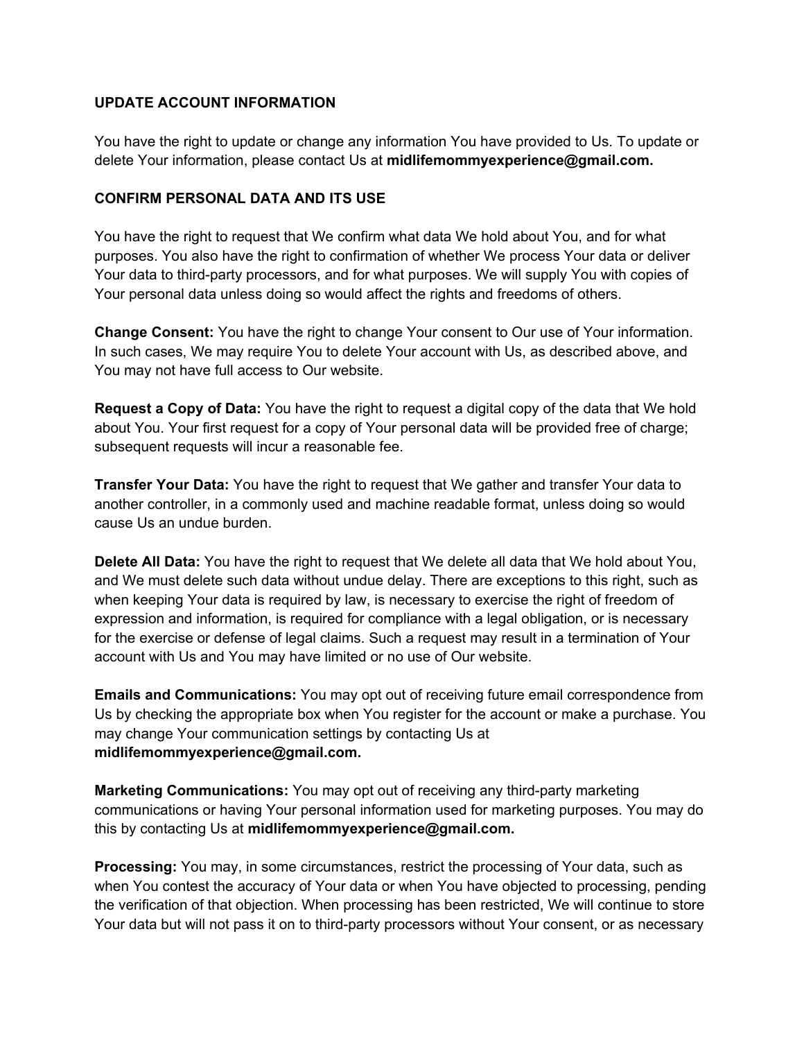### UPDATE ACCOUNT INFORMATION

You have the right to update or change any information You have provided to Us. To update or delete Your information, please contact Us at **midlifemommyexperience@gmail.com.**

### CONFIRM PERSONAL DATA AND ITS USE

You have the right to request that We confirm what data We hold about You, and for what purposes. You also have the right to confirmation of whether We process Your data or deliver Your data to third-party processors, and for what purposes. We will supply You with copies of Your personal data unless doing so would affect the rights and freedoms of others.

**Change Consent:** You have the right to change Your consent to Our use of Your information. In such cases, We may require You to delete Your account with Us, as described above, and You may not have full access to Our website.

**Request a Copy of Data:** You have the right to request a digital copy of the data that We hold about You. Your first request for a copy of Your personal data will be provided free of charge; subsequent requests will incur a reasonable fee.

**Transfer Your Data:** You have the right to request that We gather and transfer Your data to another controller, in a commonly used and machine readable format, unless doing so would cause Us an undue burden.

**Delete All Data:** You have the right to request that We delete all data that We hold about You, and We must delete such data without undue delay. There are exceptions to this right, such as when keeping Your data is required by law, is necessary to exercise the right of freedom of expression and information, is required for compliance with a legal obligation, or is necessary for the exercise or defense of legal claims. Such a request may result in a termination of Your account with Us and You may have limited or no use of Our website.

**Emails and Communications:** You may opt out of receiving future email correspondence from Us by checking the appropriate box when You register for the account or make a purchase. You may change Your communication settings by contacting Us at **midlifemommyexperience@gmail.com.**

**Marketing Communications:** You may opt out of receiving any third-party marketing communications or having Your personal information used for marketing purposes. You may do this by contacting Us at **midlifemommyexperience@gmail.com.**

**Processing:** You may, in some circumstances, restrict the processing of Your data, such as when You contest the accuracy of Your data or when You have objected to processing, pending the verification of that objection. When processing has been restricted, We will continue to store Your data but will not pass it on to third-party processors without Your consent, or as necessary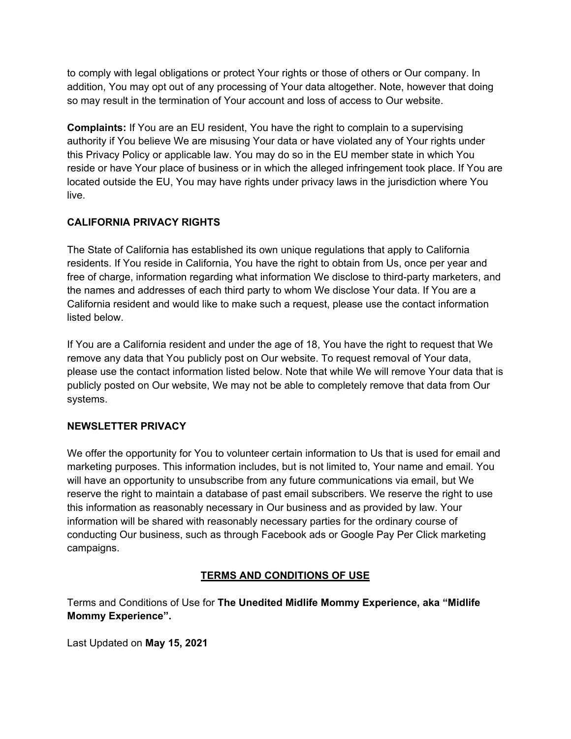to comply with legal obligations or protect Your rights or those of others or Our company. In addition, You may opt out of any processing of Your data altogether. Note, however that doing so may result in the termination of Your account and loss of access to Our website.

**Complaints:** If You are an EU resident, You have the right to complain to a supervising authority if You believe We are misusing Your data or have violated any of Your rights under this Privacy Policy or applicable law. You may do so in the EU member state in which You reside or have Your place of business or in which the alleged infringement took place. If You are located outside the EU, You may have rights under privacy laws in the jurisdiction where You live.

**CALIFORNIA PRIVACY RIGHTS**

The State of California has established its own unique regulations that apply to California residents. If You reside in California, You have the right to obtain from Us, once per year and free of charge, information regarding what information We disclose to third-party marketers, and the names and addresses of each third party to whom We disclose Your data. If You are a California resident and would like to make such a request, please use the contact information listed below.

If You are a California resident and under the age of 18, You have the right to request that We remove any data that You publicly post on Our website. To request removal of Your data, please use the contact information listed below. Note that while We will remove Your data that is publicly posted on Our website, We may not be able to completely remove that data from Our systems.

**NEWSLETTER PRIVACY**

We offer the opportunity for You to volunteer certain information to Us that is used for email and marketing purposes. This information includes, but is not limited to, Your name and email. You will have an opportunity to unsubscribe from any future communications via email, but We reserve the right to maintain a database of past email subscribers. We reserve the right to use this information as reasonably necessary in Our business and as provided by law. Your information will be shared with reasonably necessary parties for the ordinary course of conducting Our business, such as through Facebook ads or Google Pay Per Click marketing campaigns.

## TERMS AND CONDITIONS OF USE

Terms and Conditions of Use for **The Unedited Midlife Mommy Experience, aka "Midlife Mommy Experience".**

Last Updated on **May 15, 2021**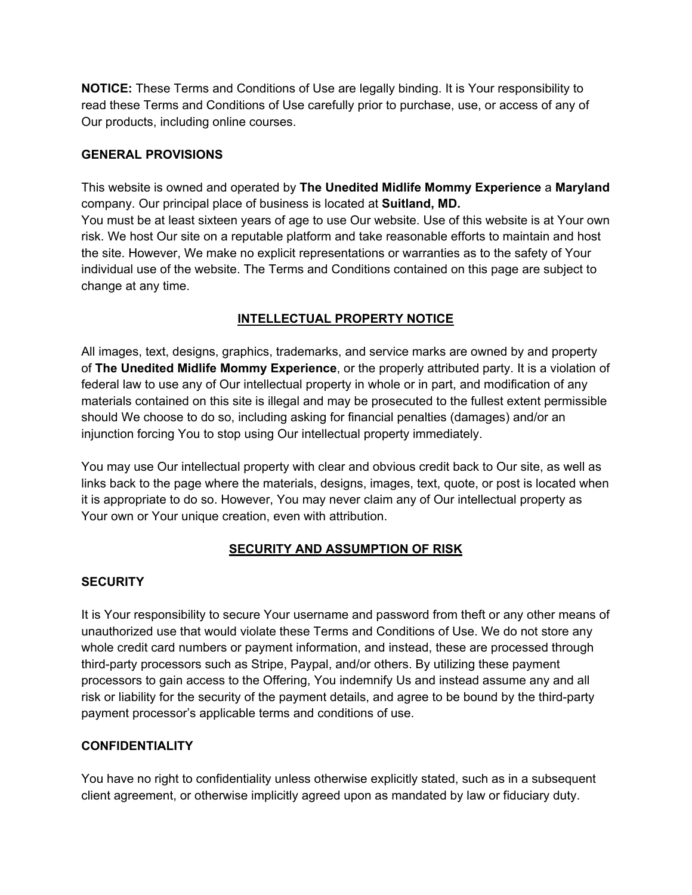**NOTICE:** These Terms and Conditions of Use are legally binding. It is Your responsibility to read these Terms and Conditions of Use carefully prior to purchase, use, or access of any of Our products, including online courses.

## GENERAL PROVISIONS

This website is owned and operated by **The Unedited Midlife Mommy Experience** a **Maryland** company. Our principal place of business is located at **Suitland, MD.**
You must be at least sixteen years of age to use Our website. Use of this website is at Your own risk. We host Our site on a reputable platform and take reasonable efforts to maintain and host the site. However, We make no explicit representations or warranties as to the safety of Your individual use of the website. The Terms and Conditions contained on this page are subject to change at any time.

## INTELLECTUAL PROPERTY NOTICE

All images, text, designs, graphics, trademarks, and service marks are owned by and property of **The Unedited Midlife Mommy Experience**, or the properly attributed party. It is a violation of federal law to use any of Our intellectual property in whole or in part, and modification of any materials contained on this site is illegal and may be prosecuted to the fullest extent permissible should We choose to do so, including asking for financial penalties (damages) and/or an injunction forcing You to stop using Our intellectual property immediately.

You may use Our intellectual property with clear and obvious credit back to Our site, as well as links back to the page where the materials, designs, images, text, quote, or post is located when it is appropriate to do so. However, You may never claim any of Our intellectual property as Your own or Your unique creation, even with attribution.

## SECURITY AND ASSUMPTION OF RISK

### SECURITY

It is Your responsibility to secure Your username and password from theft or any other means of unauthorized use that would violate these Terms and Conditions of Use. We do not store any whole credit card numbers or payment information, and instead, these are processed through third-party processors such as Stripe, Paypal, and/or others. By utilizing these payment processors to gain access to the Offering, You indemnify Us and instead assume any and all risk or liability for the security of the payment details, and agree to be bound by the third-party payment processor's applicable terms and conditions of use.

### CONFIDENTIALITY

You have no right to confidentiality unless otherwise explicitly stated, such as in a subsequent client agreement, or otherwise implicitly agreed upon as mandated by law or fiduciary duty.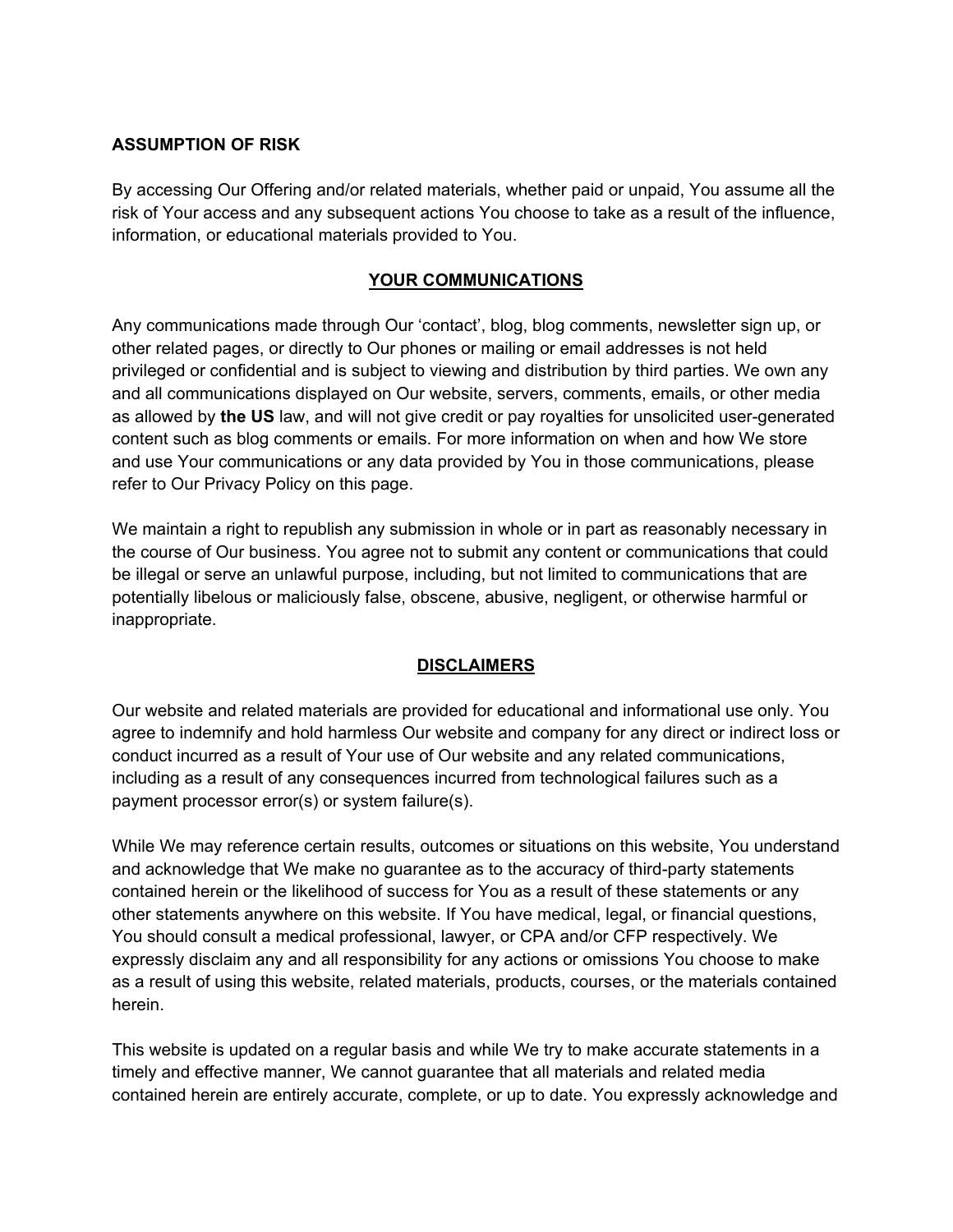**ASSUMPTION OF RISK**

By accessing Our Offering and/or related materials, whether paid or unpaid, You assume all the risk of Your access and any subsequent actions You choose to take as a result of the influence, information, or educational materials provided to You.

## YOUR COMMUNICATIONS

Any communications made through Our 'contact', blog, blog comments, newsletter sign up, or other related pages, or directly to Our phones or mailing or email addresses is not held privileged or confidential and is subject to viewing and distribution by third parties. We own any and all communications displayed on Our website, servers, comments, emails, or other media as allowed by **the US** law, and will not give credit or pay royalties for unsolicited user-generated content such as blog comments or emails. For more information on when and how We store and use Your communications or any data provided by You in those communications, please refer to Our Privacy Policy on this page.

We maintain a right to republish any submission in whole or in part as reasonably necessary in the course of Our business. You agree not to submit any content or communications that could be illegal or serve an unlawful purpose, including, but not limited to communications that are potentially libelous or maliciously false, obscene, abusive, negligent, or otherwise harmful or inappropriate.

## DISCLAIMERS

Our website and related materials are provided for educational and informational use only. You agree to indemnify and hold harmless Our website and company for any direct or indirect loss or conduct incurred as a result of Your use of Our website and any related communications, including as a result of any consequences incurred from technological failures such as a payment processor error(s) or system failure(s).

While We may reference certain results, outcomes or situations on this website, You understand and acknowledge that We make no guarantee as to the accuracy of third-party statements contained herein or the likelihood of success for You as a result of these statements or any other statements anywhere on this website. If You have medical, legal, or financial questions, You should consult a medical professional, lawyer, or CPA and/or CFP respectively. We expressly disclaim any and all responsibility for any actions or omissions You choose to make as a result of using this website, related materials, products, courses, or the materials contained herein.

This website is updated on a regular basis and while We try to make accurate statements in a timely and effective manner, We cannot guarantee that all materials and related media contained herein are entirely accurate, complete, or up to date. You expressly acknowledge and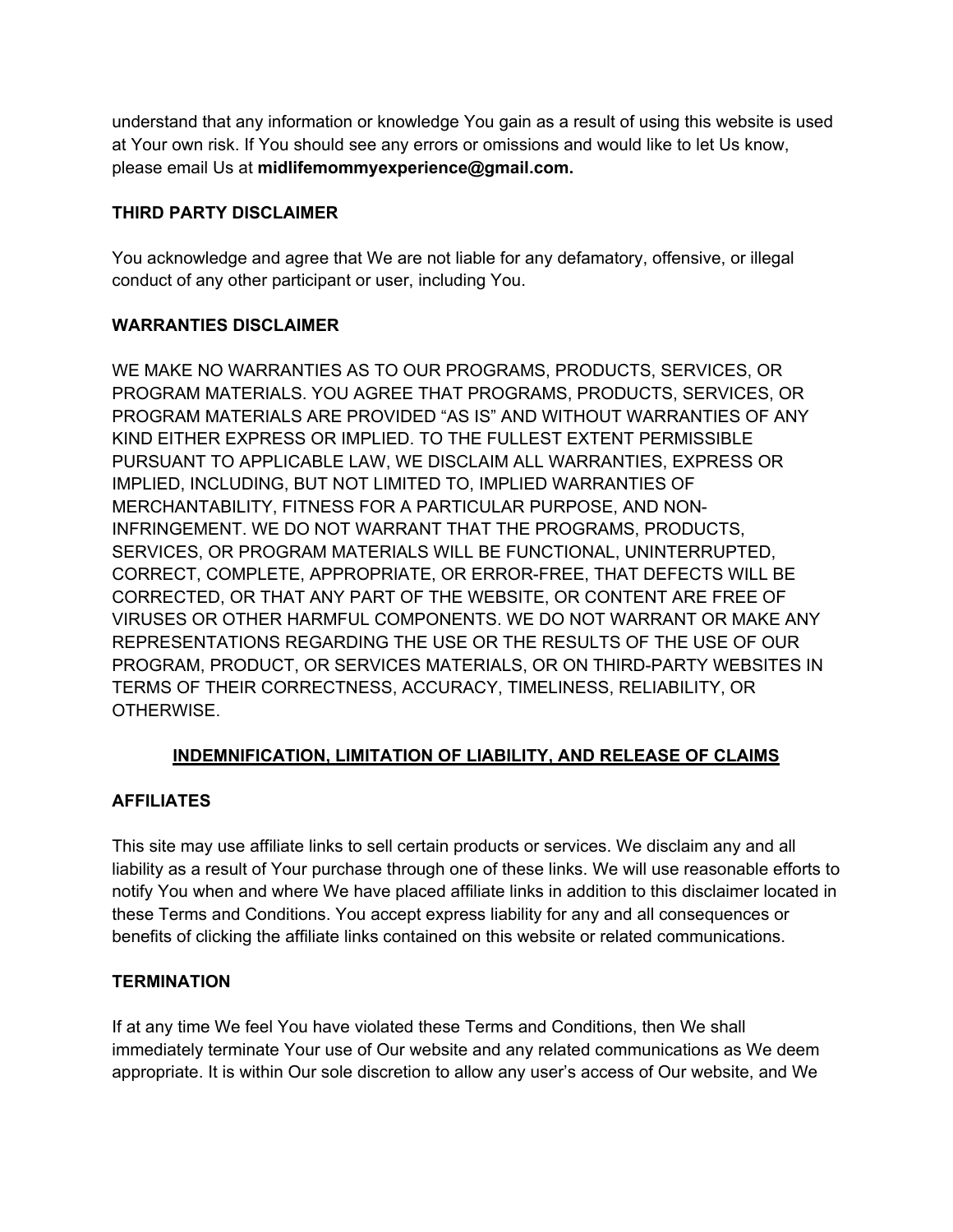understand that any information or knowledge You gain as a result of using this website is used at Your own risk. If You should see any errors or omissions and would like to let Us know, please email Us at **midlifemommyexperience@gmail.com.**

### THIRD PARTY DISCLAIMER

You acknowledge and agree that We are not liable for any defamatory, offensive, or illegal conduct of any other participant or user, including You.

### WARRANTIES DISCLAIMER

WE MAKE NO WARRANTIES AS TO OUR PROGRAMS, PRODUCTS, SERVICES, OR PROGRAM MATERIALS. YOU AGREE THAT PROGRAMS, PRODUCTS, SERVICES, OR PROGRAM MATERIALS ARE PROVIDED "AS IS" AND WITHOUT WARRANTIES OF ANY KIND EITHER EXPRESS OR IMPLIED. TO THE FULLEST EXTENT PERMISSIBLE PURSUANT TO APPLICABLE LAW, WE DISCLAIM ALL WARRANTIES, EXPRESS OR IMPLIED, INCLUDING, BUT NOT LIMITED TO, IMPLIED WARRANTIES OF MERCHANTABILITY, FITNESS FOR A PARTICULAR PURPOSE, AND NON-INFRINGEMENT. WE DO NOT WARRANT THAT THE PROGRAMS, PRODUCTS, SERVICES, OR PROGRAM MATERIALS WILL BE FUNCTIONAL, UNINTERRUPTED, CORRECT, COMPLETE, APPROPRIATE, OR ERROR-FREE, THAT DEFECTS WILL BE CORRECTED, OR THAT ANY PART OF THE WEBSITE, OR CONTENT ARE FREE OF VIRUSES OR OTHER HARMFUL COMPONENTS. WE DO NOT WARRANT OR MAKE ANY REPRESENTATIONS REGARDING THE USE OR THE RESULTS OF THE USE OF OUR PROGRAM, PRODUCT, OR SERVICES MATERIALS, OR ON THIRD-PARTY WEBSITES IN TERMS OF THEIR CORRECTNESS, ACCURACY, TIMELINESS, RELIABILITY, OR OTHERWISE.

## INDEMNIFICATION, LIMITATION OF LIABILITY, AND RELEASE OF CLAIMS

### AFFILIATES

This site may use affiliate links to sell certain products or services. We disclaim any and all liability as a result of Your purchase through one of these links. We will use reasonable efforts to notify You when and where We have placed affiliate links in addition to this disclaimer located in these Terms and Conditions. You accept express liability for any and all consequences or benefits of clicking the affiliate links contained on this website or related communications.

### TERMINATION

If at any time We feel You have violated these Terms and Conditions, then We shall immediately terminate Your use of Our website and any related communications as We deem appropriate. It is within Our sole discretion to allow any user's access of Our website, and We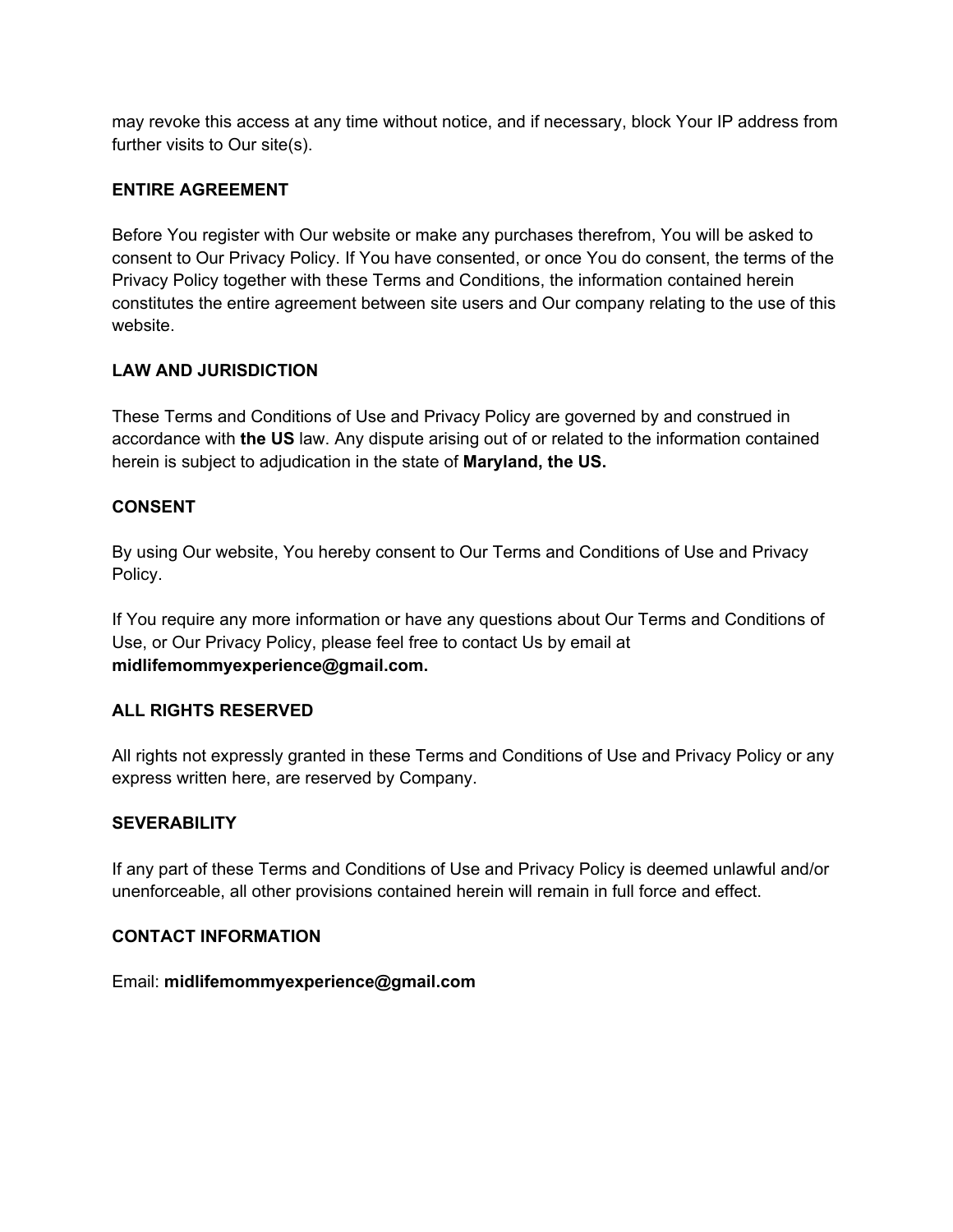may revoke this access at any time without notice, and if necessary, block Your IP address from further visits to Our site(s).

**ENTIRE AGREEMENT**

Before You register with Our website or make any purchases therefrom, You will be asked to consent to Our Privacy Policy. If You have consented, or once You do consent, the terms of the Privacy Policy together with these Terms and Conditions, the information contained herein constitutes the entire agreement between site users and Our company relating to the use of this website.

**LAW AND JURISDICTION**

These Terms and Conditions of Use and Privacy Policy are governed by and construed in accordance with **the US** law. Any dispute arising out of or related to the information contained herein is subject to adjudication in the state of **Maryland, the US.**

**CONSENT**

By using Our website, You hereby consent to Our Terms and Conditions of Use and Privacy Policy.

If You require any more information or have any questions about Our Terms and Conditions of Use, or Our Privacy Policy, please feel free to contact Us by email at **midlifemommyexperience@gmail.com.**

**ALL RIGHTS RESERVED**

All rights not expressly granted in these Terms and Conditions of Use and Privacy Policy or any express written here, are reserved by Company.

**SEVERABILITY**

If any part of these Terms and Conditions of Use and Privacy Policy is deemed unlawful and/or unenforceable, all other provisions contained herein will remain in full force and effect.

**CONTACT INFORMATION**

Email: **midlifemommyexperience@gmail.com**